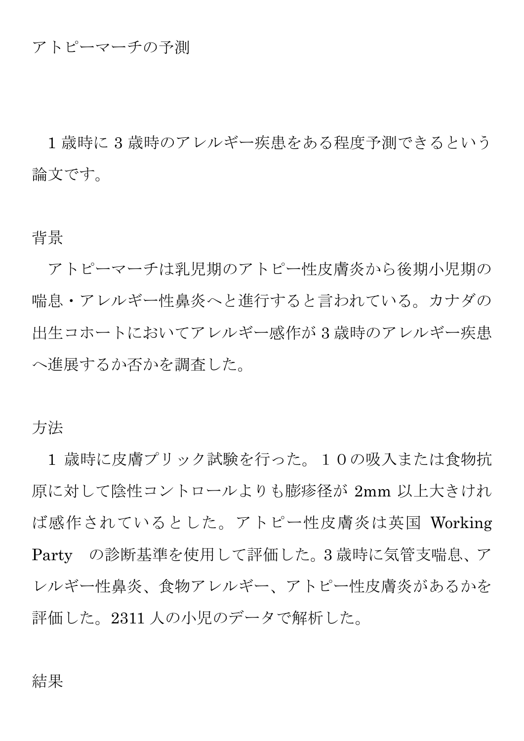# アトピーマーチの予測

1 歳時に 3 歳時のアレルギー疾患をある程度予測できるという論文です。

## 背景

アトピーマーチは乳児期のアトピー性皮膚炎から後期小児期の喘息・アレルギー性鼻炎へと進行すると言われている。カナダの出生コホートにおいてアレルギー感作が 3 歳時のアレルギー疾患へ進展するか否かを調査した。

## 方法

1 歳時に皮膚プリック試験を行った。１０の吸入または食物抗原に対して陰性コントロールよりも膨疹径が 2mm 以上大きければ感作されているとした。アトピー性皮膚炎は英国 Working Party　の診断基準を使用して評価した。3 歳時に気管支喘息、アレルギー性鼻炎、食物アレルギー、アトピー性皮膚炎があるかを評価した。2311 人の小児のデータで解析した。

## 結果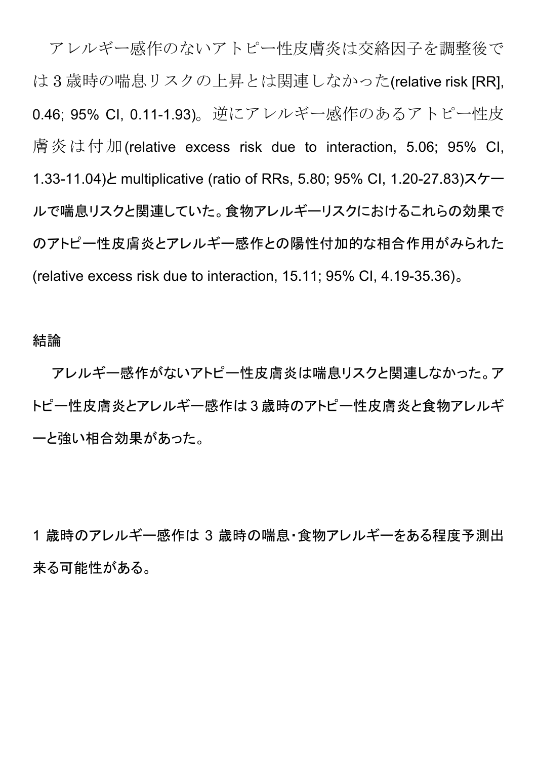アレルギー感作のないアトピー性皮膚炎は交絡因子を調整後では3歳時の喘息リスクの上昇とは関連しなかった(relative risk [RR], 0.46; 95% CI, 0.11-1.93)。逆にアレルギー感作のあるアトピー性皮膚炎は付加(relative excess risk due to interaction, 5.06; 95% CI, 1.33-11.04)と multiplicative (ratio of RRs, 5.80; 95% CI, 1.20-27.83)スケールで喘息リスクと関連していた。食物アレルギーリスクにおけるこれらの効果でのアトピー性皮膚炎とアレルギー感作との陽性付加的な相合作用がみられた(relative excess risk due to interaction, 15.11; 95% CI, 4.19-35.36)。

結論

アレルギー感作がないアトピー性皮膚炎は喘息リスクと関連しなかった。アトピー性皮膚炎とアレルギー感作は3歳時のアトピー性皮膚炎と食物アレルギーと強い相合効果があった。

1 歳時のアレルギー感作は 3 歳時の喘息・食物アレルギーをある程度予測出来る可能性がある。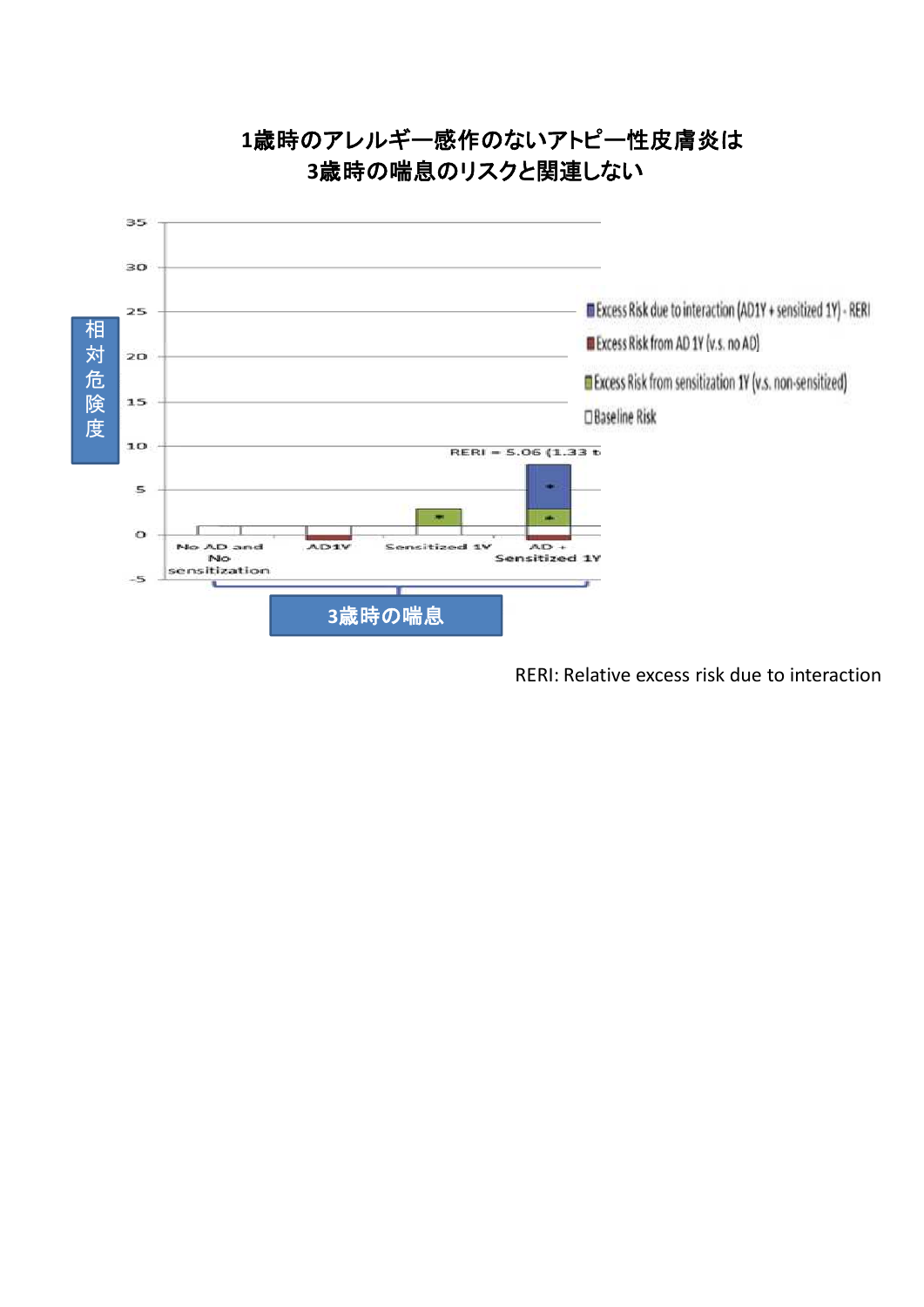## 1歳時のアレルギー感作のないアトピー性皮膚炎は
## 3歳時の喘息のリスクと関連しない

相対危険度

- Excess Risk due to interaction (AD1Y + sensitized 1Y) - RERI
- Excess Risk from AD 1Y (v.s. no AD)
- Excess Risk from sensitization 1Y (v.s. non-sensitized)
- Baseline Risk

RERI = 5.06 (1.33 t

No AD and No sensitization | AD1Y | Sensitized 1Y | AD + Sensitized 1Y

3歳時の喘息

RERI: Relative excess risk due to interaction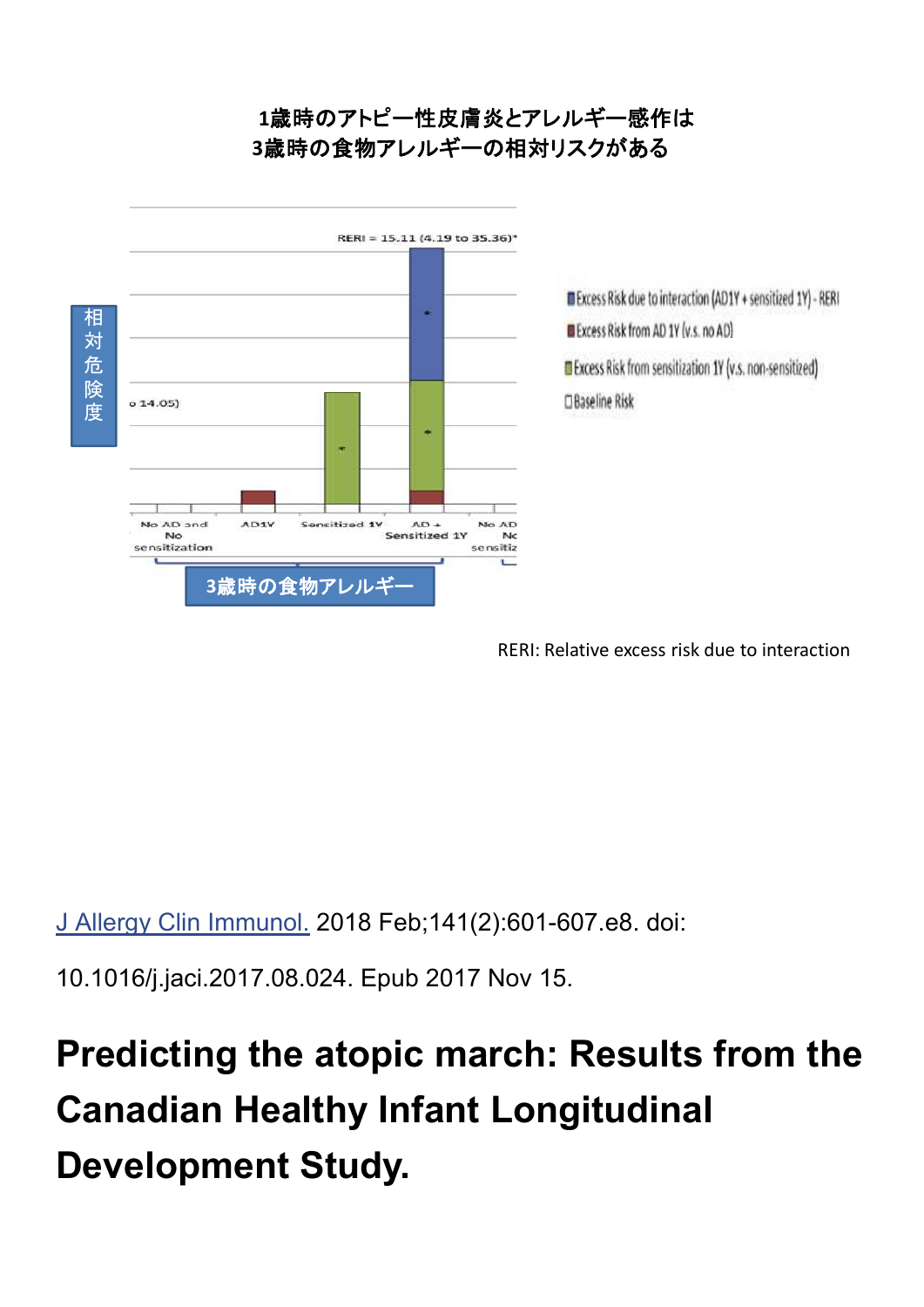1歳時のアトピー性皮膚炎とアレルギー感作は
3歳時の食物アレルギーの相対リスクがある

相対危険度

RERI = 15.11 (4.19 to 35.36)*

o 14.05)

No AD and No sensitization | AD1Y | Sensitized 1Y | AD + Sensitized 1Y | No AD No sensitiz

3歳時の食物アレルギー

- Excess Risk due to interaction (AD1Y + sensitized 1Y) - RERI
- Excess Risk from AD 1Y (v.s. no AD)
- Excess Risk from sensitization 1Y (v.s. non-sensitized)
- Baseline Risk

RERI: Relative excess risk due to interaction

J Allergy Clin Immunol. 2018 Feb;141(2):601-607.e8. doi: 10.1016/j.jaci.2017.08.024. Epub 2017 Nov 15.

# Predicting the atopic march: Results from the Canadian Healthy Infant Longitudinal Development Study.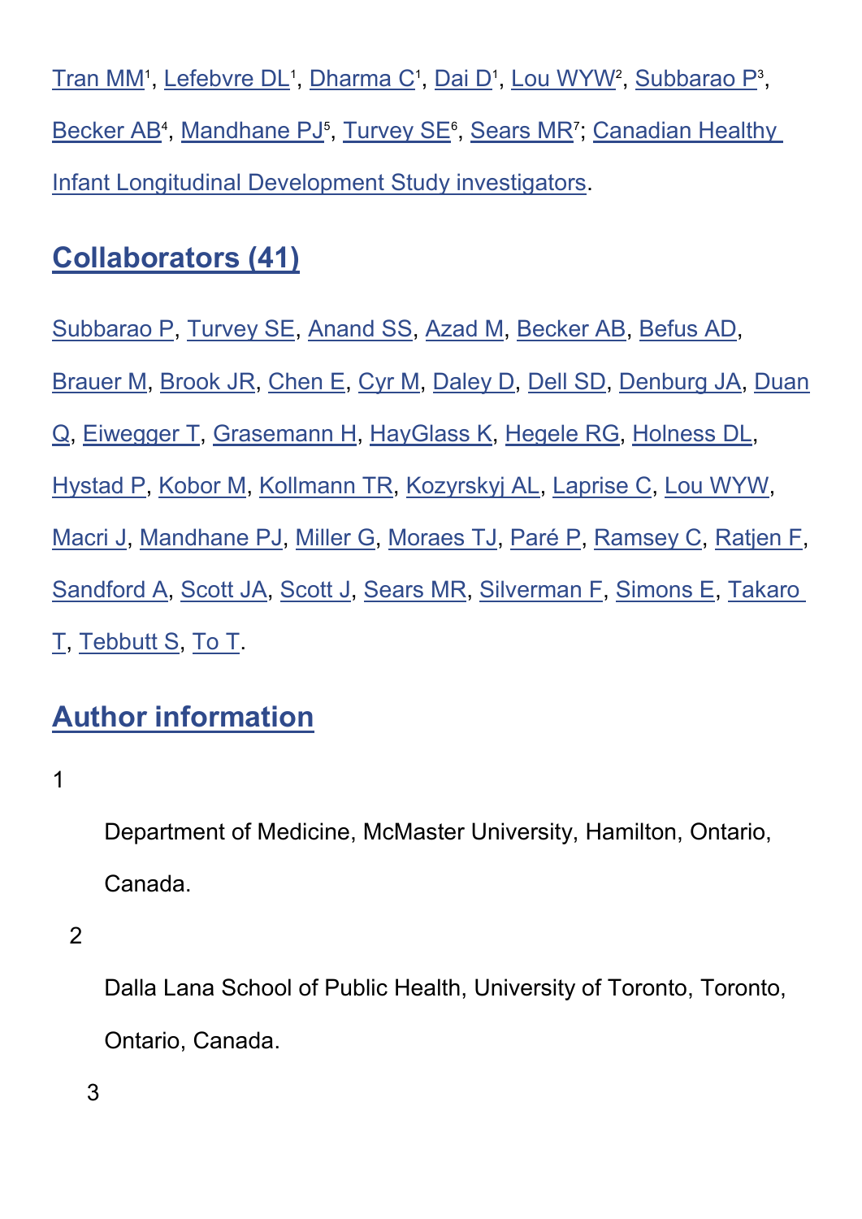Tran MM[1], Lefebvre DL[1], Dharma C[1], Dai D[1], Lou WYW[2], Subbarao P[3], Becker AB[4], Mandhane PJ[5], Turvey SE[6], Sears MR[7]; Canadian Healthy Infant Longitudinal Development Study investigators.

## Collaborators (41)

Subbarao P, Turvey SE, Anand SS, Azad M, Becker AB, Befus AD, Brauer M, Brook JR, Chen E, Cyr M, Daley D, Dell SD, Denburg JA, Duan Q, Eiwegger T, Grasemann H, HayGlass K, Hegele RG, Holness DL, Hystad P, Kobor M, Kollmann TR, Kozyrskyj AL, Laprise C, Lou WYW, Macri J, Mandhane PJ, Miller G, Moraes TJ, Paré P, Ramsey C, Ratjen F, Sandford A, Scott JA, Scott J, Sears MR, Silverman F, Simons E, Takaro T, Tebbutt S, To T.

## Author information

1

Department of Medicine, McMaster University, Hamilton, Ontario, Canada.

2

Dalla Lana School of Public Health, University of Toronto, Toronto, Ontario, Canada.

3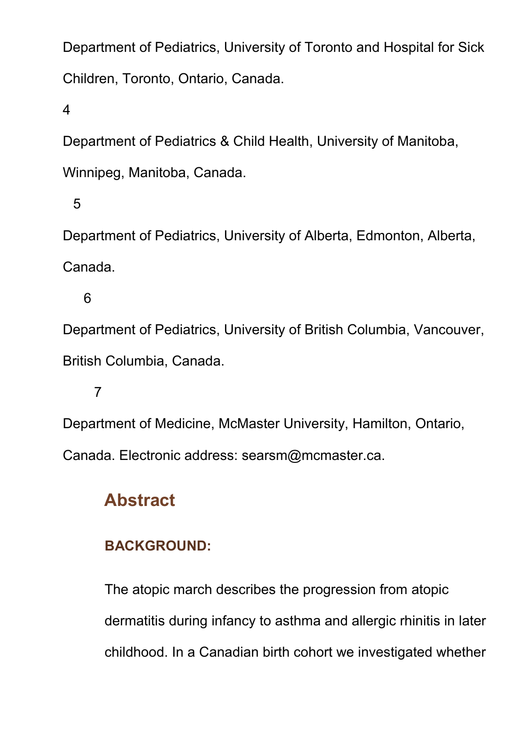Department of Pediatrics, University of Toronto and Hospital for Sick Children, Toronto, Ontario, Canada.

4

Department of Pediatrics & Child Health, University of Manitoba, Winnipeg, Manitoba, Canada.

5

Department of Pediatrics, University of Alberta, Edmonton, Alberta, Canada.

6

Department of Pediatrics, University of British Columbia, Vancouver, British Columbia, Canada.

7

Department of Medicine, McMaster University, Hamilton, Ontario, Canada. Electronic address: searsm@mcmaster.ca.

## Abstract

### BACKGROUND:

The atopic march describes the progression from atopic dermatitis during infancy to asthma and allergic rhinitis in later childhood. In a Canadian birth cohort we investigated whether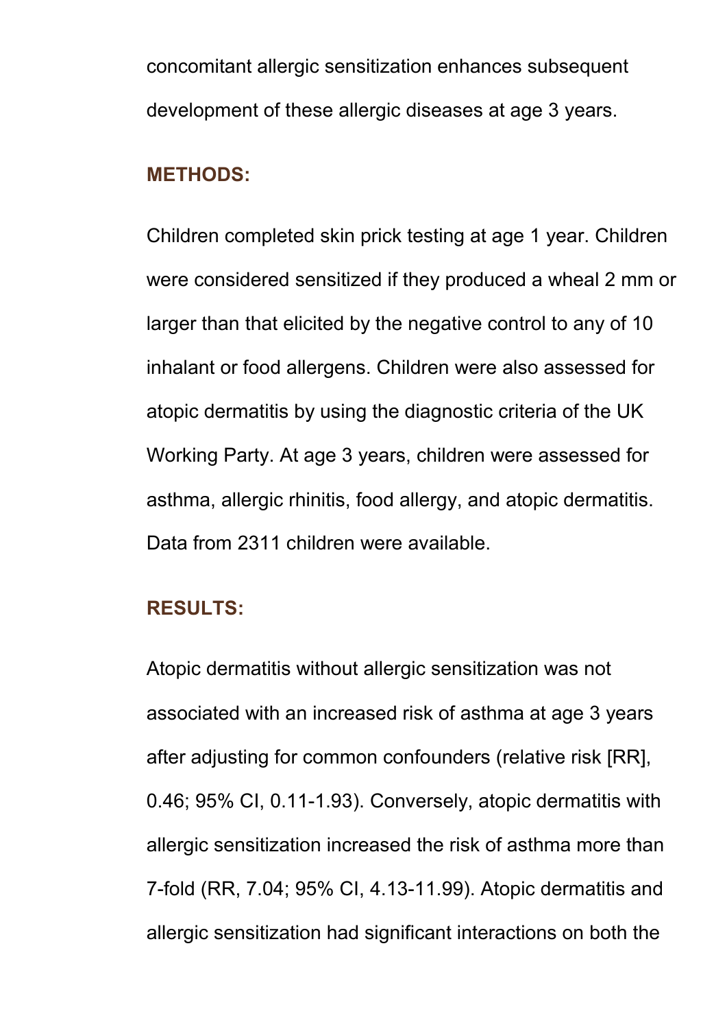concomitant allergic sensitization enhances subsequent development of these allergic diseases at age 3 years.

**METHODS:**

Children completed skin prick testing at age 1 year. Children were considered sensitized if they produced a wheal 2 mm or larger than that elicited by the negative control to any of 10 inhalant or food allergens. Children were also assessed for atopic dermatitis by using the diagnostic criteria of the UK Working Party. At age 3 years, children were assessed for asthma, allergic rhinitis, food allergy, and atopic dermatitis. Data from 2311 children were available.

**RESULTS:**

Atopic dermatitis without allergic sensitization was not associated with an increased risk of asthma at age 3 years after adjusting for common confounders (relative risk [RR], 0.46; 95% CI, 0.11-1.93). Conversely, atopic dermatitis with allergic sensitization increased the risk of asthma more than 7-fold (RR, 7.04; 95% CI, 4.13-11.99). Atopic dermatitis and allergic sensitization had significant interactions on both the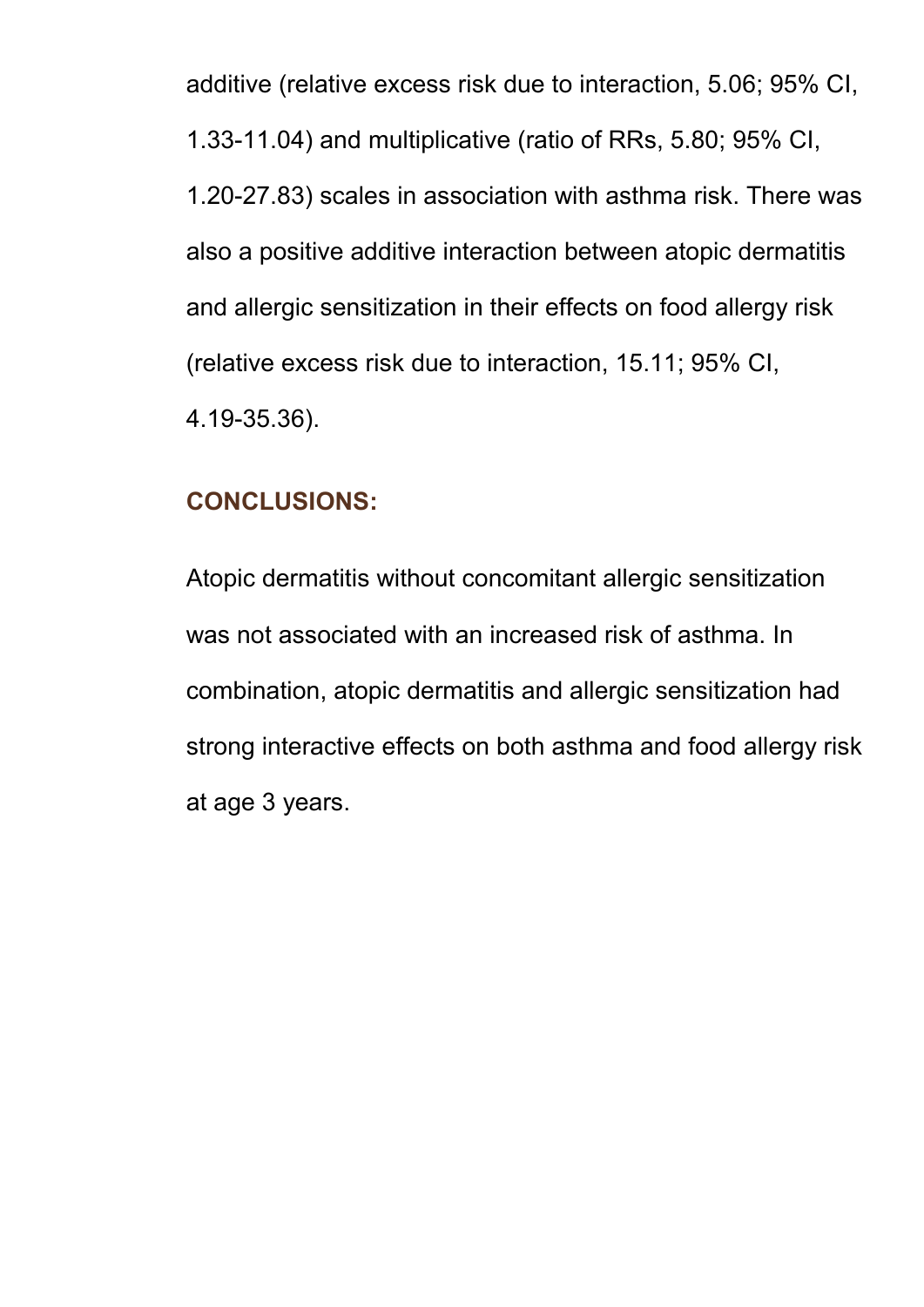additive (relative excess risk due to interaction, 5.06; 95% CI, 1.33-11.04) and multiplicative (ratio of RRs, 5.80; 95% CI, 1.20-27.83) scales in association with asthma risk. There was also a positive additive interaction between atopic dermatitis and allergic sensitization in their effects on food allergy risk (relative excess risk due to interaction, 15.11; 95% CI, 4.19-35.36).

## CONCLUSIONS:

Atopic dermatitis without concomitant allergic sensitization was not associated with an increased risk of asthma. In combination, atopic dermatitis and allergic sensitization had strong interactive effects on both asthma and food allergy risk at age 3 years.